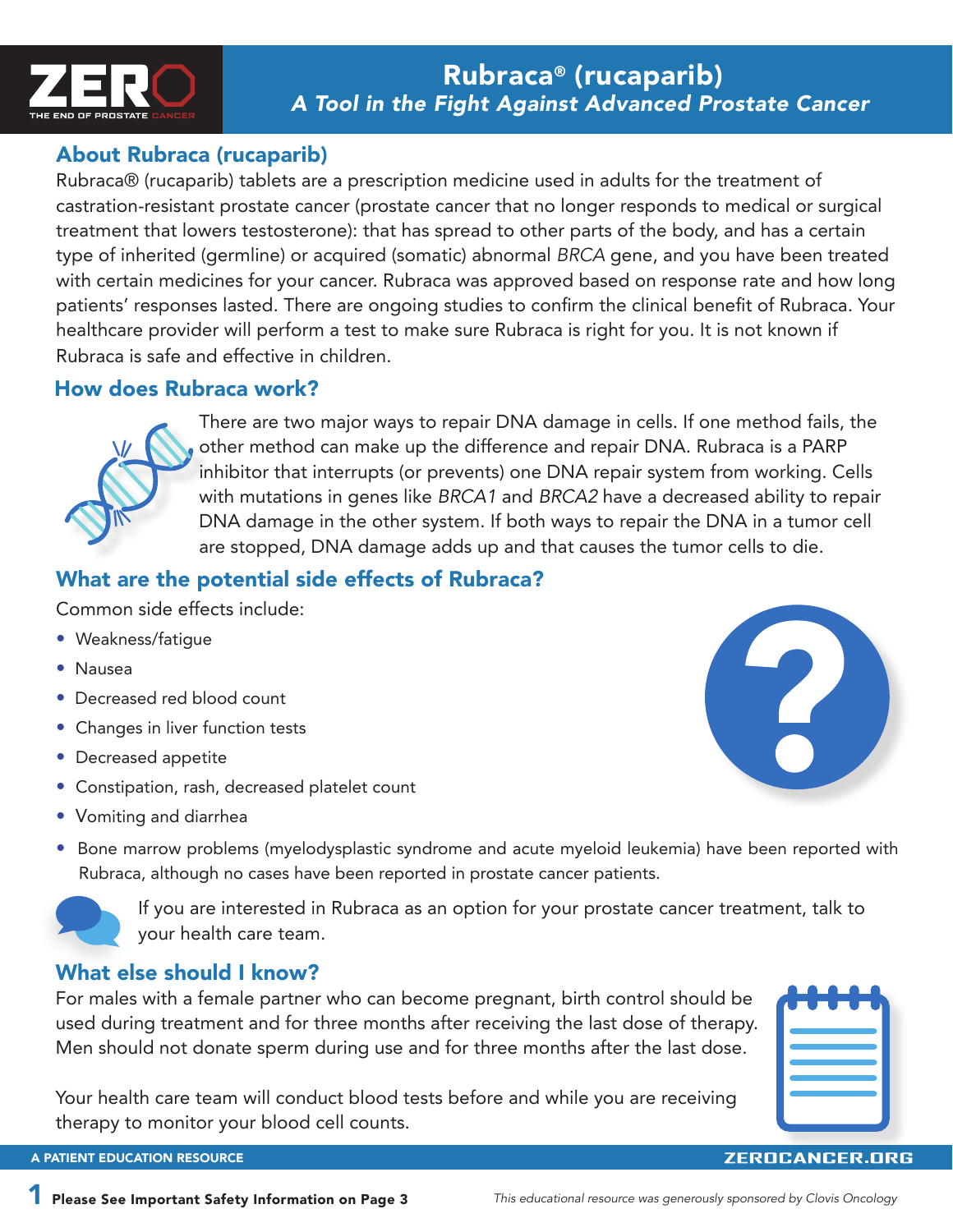# Rubraca® (rucaparib)

*A Tool in the Fight Against Advanced Prostate Cancer*

## About Rubraca (rucaparib)

Rubraca® (rucaparib) tablets are a prescription medicine used in adults for the treatment of castration-resistant prostate cancer (prostate cancer that no longer responds to medical or surgical treatment that lowers testosterone): that has spread to other parts of the body, and has a certain type of inherited (germline) or acquired (somatic) abnormal *BRCA* gene, and you have been treated with certain medicines for your cancer. Rubraca was approved based on response rate and how long patients' responses lasted. There are ongoing studies to confirm the clinical benefit of Rubraca. Your healthcare provider will perform a test to make sure Rubraca is right for you. It is not known if Rubraca is safe and effective in children.

## How does Rubraca work?

There are two major ways to repair DNA damage in cells. If one method fails, the other method can make up the difference and repair DNA. Rubraca is a PARP inhibitor that interrupts (or prevents) one DNA repair system from working. Cells with mutations in genes like *BRCA1* and *BRCA2* have a decreased ability to repair DNA damage in the other system. If both ways to repair the DNA in a tumor cell are stopped, DNA damage adds up and that causes the tumor cells to die.

## What are the potential side effects of Rubraca?

Common side effects include:

- Weakness/fatigue
- Nausea
- Decreased red blood count
- Changes in liver function tests
- Decreased appetite
- Constipation, rash, decreased platelet count
- Vomiting and diarrhea
- Bone marrow problems (myelodysplastic syndrome and acute myeloid leukemia) have been reported with Rubraca, although no cases have been reported in prostate cancer patients.

If you are interested in Rubraca as an option for your prostate cancer treatment, talk to your health care team.

## What else should I know?

For males with a female partner who can become pregnant, birth control should be used during treatment and for three months after receiving the last dose of therapy. Men should not donate sperm during use and for three months after the last dose.

Your health care team will conduct blood tests before and while you are receiving therapy to monitor your blood cell counts.

**Please See Important Safety Information on Page 3**

*This educational resource was generously sponsored by Clovis Oncology*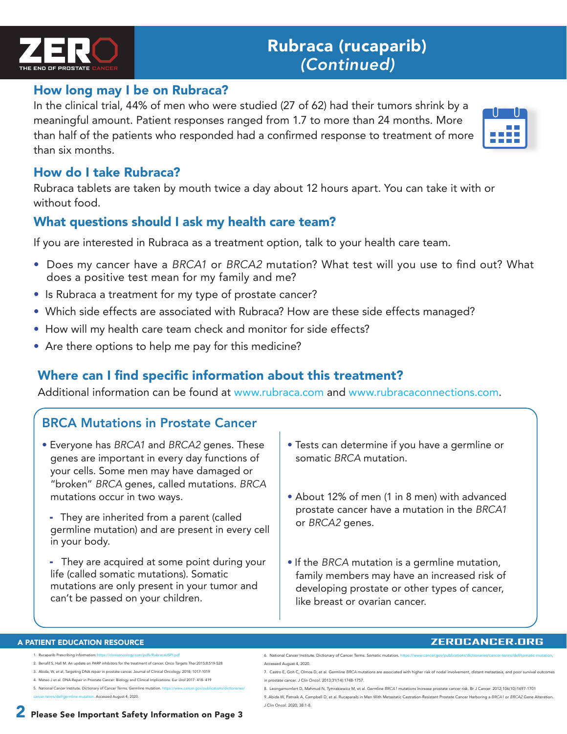# Rubraca (rucaparib) *(Continued)*

## How long may I be on Rubraca?

In the clinical trial, 44% of men who were studied (27 of 62) had their tumors shrink by a meaningful amount. Patient responses ranged from 1.7 to more than 24 months. More than half of the patients who responded had a confirmed response to treatment of more than six months.

## How do I take Rubraca?

Rubraca tablets are taken by mouth twice a day about 12 hours apart. You can take it with or without food.

## What questions should I ask my health care team?

If you are interested in Rubraca as a treatment option, talk to your health care team.

- Does my cancer have a *BRCA1* or *BRCA2* mutation? What test will you use to find out? What does a positive test mean for my family and me?
- Is Rubraca a treatment for my type of prostate cancer?
- Which side effects are associated with Rubraca? How are these side effects managed?
- How will my health care team check and monitor for side effects?
- Are there options to help me pay for this medicine?

## Where can I find specific information about this treatment?

Additional information can be found at www.rubraca.com and www.rubracaconnections.com.

## BRCA Mutations in Prostate Cancer

- Everyone has *BRCA1* and *BRCA2* genes. These genes are important in every day functions of your cells. Some men may have damaged or "broken" *BRCA* genes, called mutations. *BRCA* mutations occur in two ways.
  - They are inherited from a parent (called germline mutation) and are present in every cell in your body.
  - They are acquired at some point during your life (called somatic mutations). Somatic mutations are only present in your tumor and can't be passed on your children.
- Tests can determine if you have a germline or somatic *BRCA* mutation.
- About 12% of men (1 in 8 men) with advanced prostate cancer have a mutation in the *BRCA1* or *BRCA2* genes.
- If the *BRCA* mutation is a germline mutation, family members may have an increased risk of developing prostate or other types of cancer, like breast or ovarian cancer.

A PATIENT EDUCATION RESOURCE — ZEROCANCER.ORG

1. Rucaparib Prescribing Information: https://clovisoncology.com/pdfs/RubracaUSPI.pdf
2. Benafif S, Hall M. An update on PARP inhibitors for the treatment of cancer. Onco Targets Ther.2015;8:519-528
3. Abida, W, et al, Targeting DNA repair in prostate cancer. Journal of Clinical Oncology. 2018; 1017-1019
4. Mateo J et al. DNA Repair in Prostate Cancer: Biology and Clinical Implications. Eur Urol 2017: 418- 419
5. National Cancer Institute. Dictionary of Cancer Terms. Germline mutation. https://www.cancer.gov/publications/dictionaries/cancer-terms/def/germline-mutation. Accessed August 4, 2020.
6. National Cancer Institute. Dictionary of Cancer Terms. Somatic mutation. https://www.cancer.gov/publications/dictionaries/cancer-terms/def/somatic-mutation. Accessed August 4, 2020.
7. Castro E, Goh C, Olmos D, et al. Germline *BRCA* mutations are associated with higher risk of nodal involvement, distant metastasis, and poor survival outcomes in prostate cancer. J Clin Oncol. 2013;31(14):1748-1757.
8. Leongamornlert D, Mahmud N, Tymrakiewicz M, et al. Germline *BRCA1* mutations increase prostate cancer risk. Br J Cancer. 2012;106(10):1697-1701
9. Abida W, Patnaik A, Campbell D, et al. Rucaparaib in Men With Metastatic Castration-Resistant Prostate Cancer Harboring a *BRCA1* or *BRCA2* Gene Alteration. J Clin Oncol. 2020; 38:1-8.

**Please See Important Safety Information on Page 3**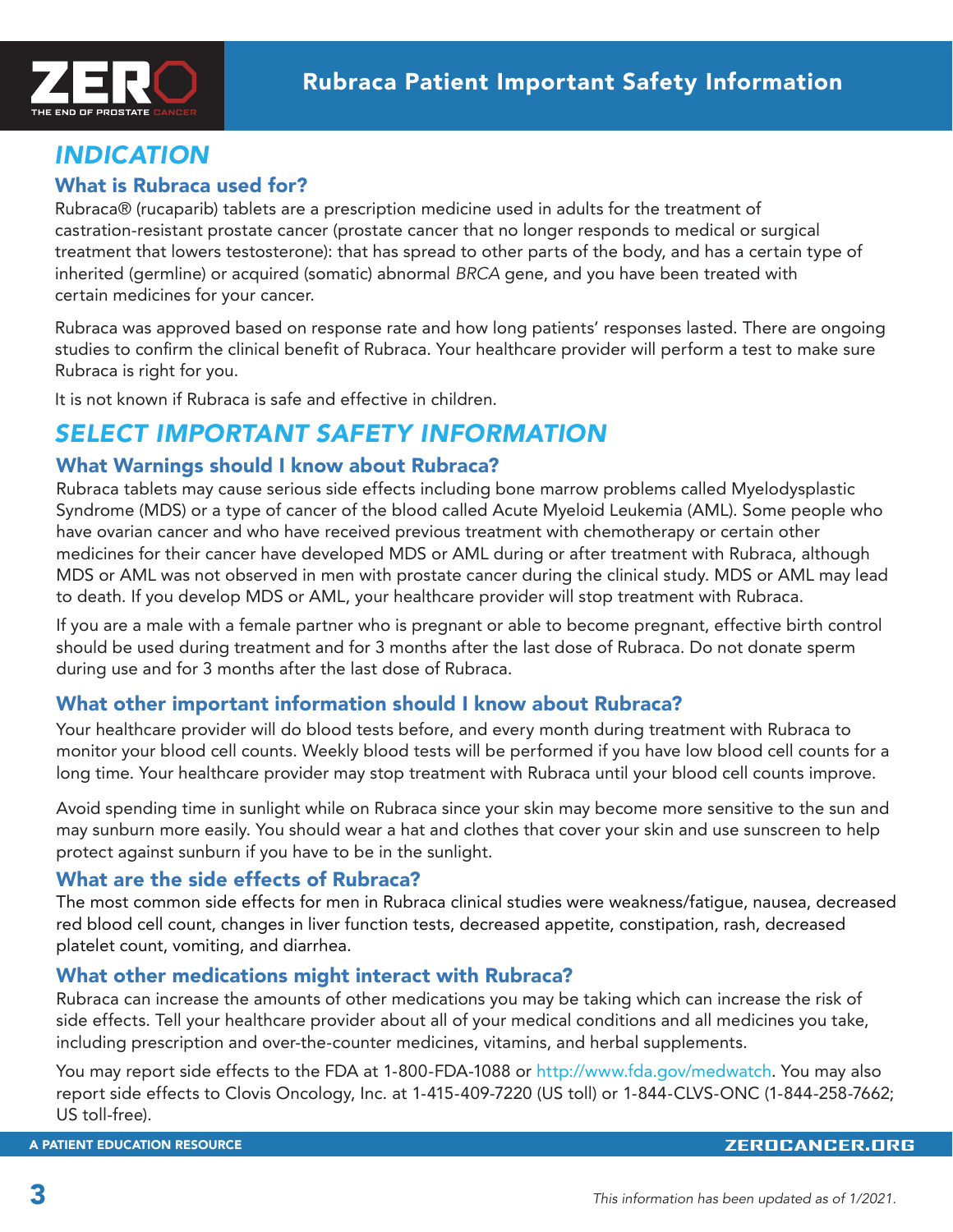# Rubraca Patient Important Safety Information

## INDICATION

### What is Rubraca used for?

Rubraca® (rucaparib) tablets are a prescription medicine used in adults for the treatment of castration-resistant prostate cancer (prostate cancer that no longer responds to medical or surgical treatment that lowers testosterone): that has spread to other parts of the body, and has a certain type of inherited (germline) or acquired (somatic) abnormal *BRCA* gene, and you have been treated with certain medicines for your cancer.

Rubraca was approved based on response rate and how long patients' responses lasted. There are ongoing studies to confirm the clinical benefit of Rubraca. Your healthcare provider will perform a test to make sure Rubraca is right for you.

It is not known if Rubraca is safe and effective in children.

## SELECT IMPORTANT SAFETY INFORMATION

### What Warnings should I know about Rubraca?

Rubraca tablets may cause serious side effects including bone marrow problems called Myelodysplastic Syndrome (MDS) or a type of cancer of the blood called Acute Myeloid Leukemia (AML). Some people who have ovarian cancer and who have received previous treatment with chemotherapy or certain other medicines for their cancer have developed MDS or AML during or after treatment with Rubraca, although MDS or AML was not observed in men with prostate cancer during the clinical study. MDS or AML may lead to death. If you develop MDS or AML, your healthcare provider will stop treatment with Rubraca.

If you are a male with a female partner who is pregnant or able to become pregnant, effective birth control should be used during treatment and for 3 months after the last dose of Rubraca. Do not donate sperm during use and for 3 months after the last dose of Rubraca.

### What other important information should I know about Rubraca?

Your healthcare provider will do blood tests before, and every month during treatment with Rubraca to monitor your blood cell counts. Weekly blood tests will be performed if you have low blood cell counts for a long time. Your healthcare provider may stop treatment with Rubraca until your blood cell counts improve.

Avoid spending time in sunlight while on Rubraca since your skin may become more sensitive to the sun and may sunburn more easily. You should wear a hat and clothes that cover your skin and use sunscreen to help protect against sunburn if you have to be in the sunlight.

### What are the side effects of Rubraca?

The most common side effects for men in Rubraca clinical studies were weakness/fatigue, nausea, decreased red blood cell count, changes in liver function tests, decreased appetite, constipation, rash, decreased platelet count, vomiting, and diarrhea.

### What other medications might interact with Rubraca?

Rubraca can increase the amounts of other medications you may be taking which can increase the risk of side effects. Tell your healthcare provider about all of your medical conditions and all medicines you take, including prescription and over-the-counter medicines, vitamins, and herbal supplements.

You may report side effects to the FDA at 1-800-FDA-1088 or http://www.fda.gov/medwatch. You may also report side effects to Clovis Oncology, Inc. at 1-415-409-7220 (US toll) or 1-844-CLVS-ONC (1-844-258-7662; US toll-free).

*This information has been updated as of 1/2021.*